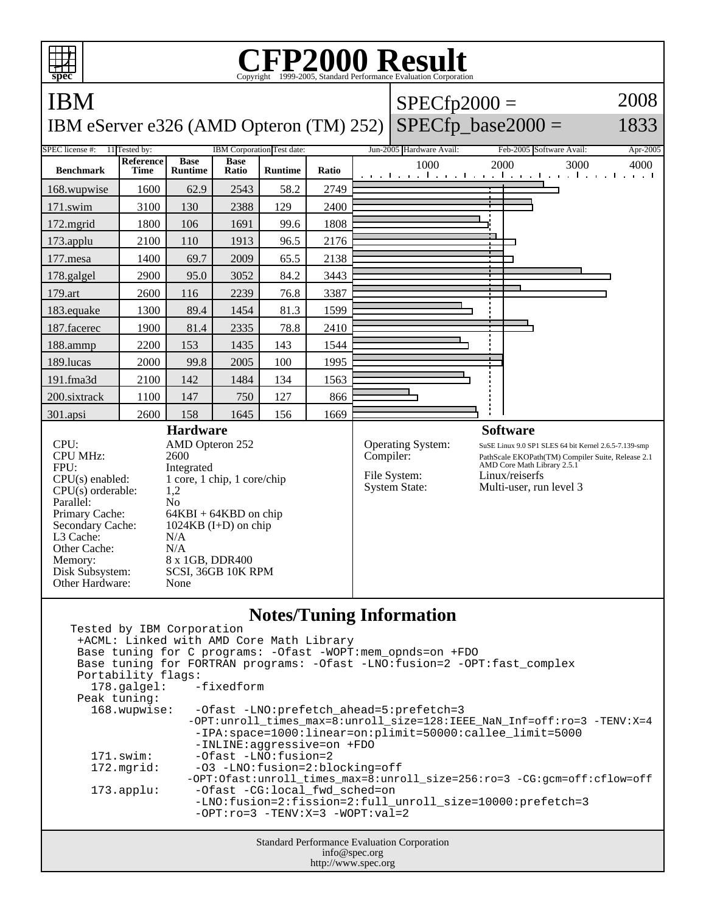# CFP2000 Result

Copyright 1999-2005, Standard Performance Evaluation Corporation

## IBM

IBM eServer e326 (AMD Opteron (TM) 252)

SPECfp2000 = 2008

SPECfp_base2000 = 1833

| SPEC license #: | 11 | Tested by: | IBM Corporation | Test date: | Jun-2005 | Hardware Avail: | Feb-2005 | Software Avail: | Apr-2005 |
|---|---|---|---|---|---|---|---|---|---|

| Benchmark | Reference Time | Base Runtime | Base Ratio | Runtime | Ratio |
|---|---|---|---|---|---|
| 168.wupwise | 1600 | 62.9 | 2543 | 58.2 | 2749 |
| 171.swim | 3100 | 130 | 2388 | 129 | 2400 |
| 172.mgrid | 1800 | 106 | 1691 | 99.6 | 1808 |
| 173.applu | 2100 | 110 | 1913 | 96.5 | 2176 |
| 177.mesa | 1400 | 69.7 | 2009 | 65.5 | 2138 |
| 178.galgel | 2900 | 95.0 | 3052 | 84.2 | 3443 |
| 179.art | 2600 | 116 | 2239 | 76.8 | 3387 |
| 183.equake | 1300 | 89.4 | 1454 | 81.3 | 1599 |
| 187.facerec | 1900 | 81.4 | 2335 | 78.8 | 2410 |
| 188.ammp | 2200 | 153 | 1435 | 143 | 1544 |
| 189.lucas | 2000 | 99.8 | 2005 | 100 | 1995 |
| 191.fma3d | 2100 | 142 | 1484 | 134 | 1563 |
| 200.sixtrack | 1100 | 147 | 750 | 127 | 866 |
| 301.apsi | 2600 | 158 | 1645 | 156 | 1669 |

### Hardware

| | |
|---|---|
| CPU: | AMD Opteron 252 |
| CPU MHz: | 2600 |
| FPU: | Integrated |
| CPU(s) enabled: | 1 core, 1 chip, 1 core/chip |
| CPU(s) orderable: | 1,2 |
| Parallel: | No |
| Primary Cache: | 64KBI + 64KBD on chip |
| Secondary Cache: | 1024KB (I+D) on chip |
| L3 Cache: | N/A |
| Other Cache: | N/A |
| Memory: | 8 x 1GB, DDR400 |
| Disk Subsystem: | SCSI, 36GB 10K RPM |
| Other Hardware: | None |

### Software

| | |
|---|---|
| Operating System: | SuSE Linux 9.0 SP1 SLES 64 bit Kernel 2.6.5-7.139-smp |
| Compiler: | PathScale EKOPath(TM) Compiler Suite, Release 2.1 AMD Core Math Library 2.5.1 |
| File System: | Linux/reiserfs |
| System State: | Multi-user, run level 3 |

### Notes/Tuning Information

```
Tested by IBM Corporation
 +ACML: Linked with AMD Core Math Library
 Base tuning for C programs: -Ofast -WOPT:mem_opnds=on +FDO
 Base tuning for FORTRAN programs: -Ofast -LNO:fusion=2 -OPT:fast_complex
 Portability flags:
   178.galgel:    -fixedform
 Peak tuning:
   168.wupwise:   -Ofast -LNO:prefetch_ahead=5:prefetch=3
                 -OPT:unroll_times_max=8:unroll_size=128:IEEE_NaN_Inf=off:ro=3 -TENV:X=4
                  -IPA:space=1000:linear=on:plimit=50000:callee_limit=5000
                  -INLINE:aggressive=on +FDO
   171.swim:      -Ofast -LNO:fusion=2
   172.mgrid:     -O3 -LNO:fusion=2:blocking=off
                 -OPT:Ofast:unroll_times_max=8:unroll_size=256:ro=3 -CG:gcm=off:cflow=off
   173.applu:     -Ofast -CG:local_fwd_sched=on
                  -LNO:fusion=2:fission=2:full_unroll_size=10000:prefetch=3
                  -OPT:ro=3 -TENV:X=3 -WOPT:val=2
```

Standard Performance Evaluation Corporation
info@spec.org
http://www.spec.org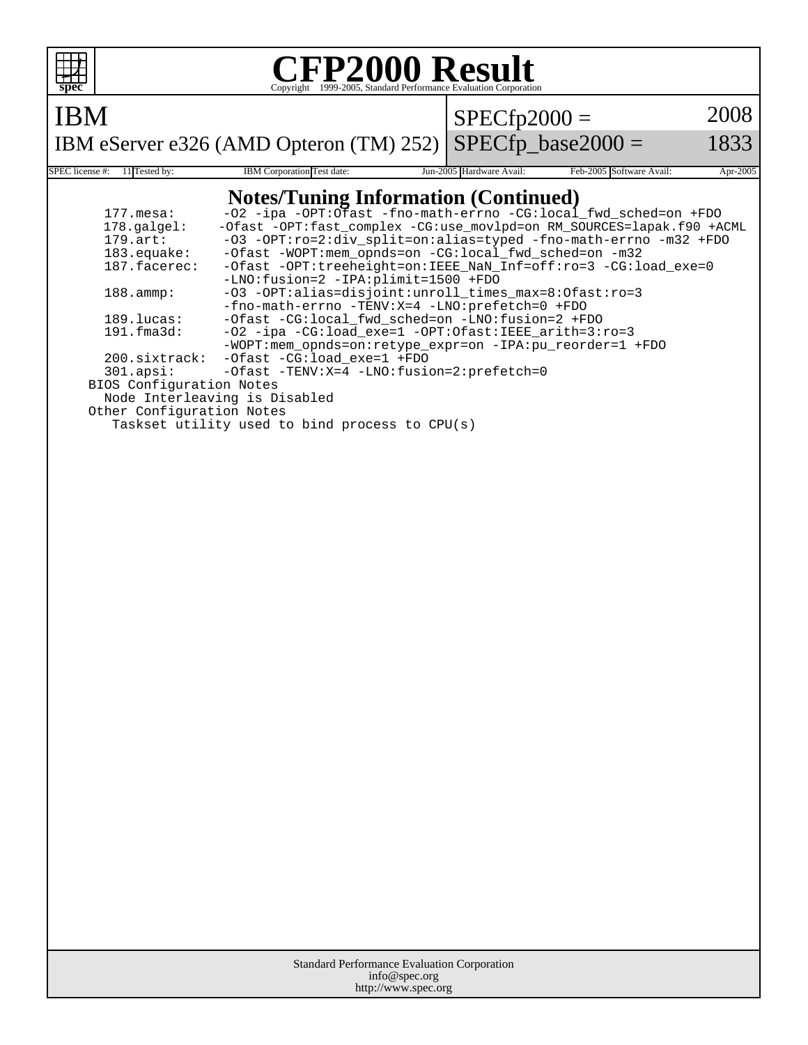# CFP2000 Result

Copyright 1999-2005, Standard Performance Evaluation Corporation

**IBM**

IBM eServer e326 (AMD Opteron (TM) 252)

SPECfp2000 = 2008

SPECfp_base2000 = 1833

| SPEC license #: | 11 | Tested by: | IBM Corporation | Test date: | Jun-2005 | Hardware Avail: | Feb-2005 | Software Avail: | Apr-2005 |
|---|---|---|---|---|---|---|---|---|---|

## Notes/Tuning Information (Continued)

```
    177.mesa:      -O2 -ipa -OPT:Ofast -fno-math-errno -CG:local_fwd_sched=on +FDO
    178.galgel:    -Ofast -OPT:fast_complex -CG:use_movlpd=on RM_SOURCES=lapak.f90 +ACML
    179.art:       -O3 -OPT:ro=2:div_split=on:alias=typed -fno-math-errno -m32 +FDO
    183.equake:    -Ofast -WOPT:mem_opnds=on -CG:local_fwd_sched=on -m32
    187.facerec:   -Ofast -OPT:treeheight=on:IEEE_NaN_Inf=off:ro=3 -CG:load_exe=0
                   -LNO:fusion=2 -IPA:plimit=1500 +FDO
    188.ammp:      -O3 -OPT:alias=disjoint:unroll_times_max=8:Ofast:ro=3
                   -fno-math-errno -TENV:X=4 -LNO:prefetch=0 +FDO
    189.lucas:     -Ofast -CG:local_fwd_sched=on -LNO:fusion=2 +FDO
    191.fma3d:     -O2 -ipa -CG:load_exe=1 -OPT:Ofast:IEEE_arith=3:ro=3
                   -WOPT:mem_opnds=on:retype_expr=on -IPA:pu_reorder=1 +FDO
    200.sixtrack:  -Ofast -CG:load_exe=1 +FDO
    301.apsi:      -Ofast -TENV:X=4 -LNO:fusion=2:prefetch=0
 BIOS Configuration Notes
   Node Interleaving is Disabled
 Other Configuration Notes
    Taskset utility used to bind process to CPU(s)
```

Standard Performance Evaluation Corporation
info@spec.org
http://www.spec.org